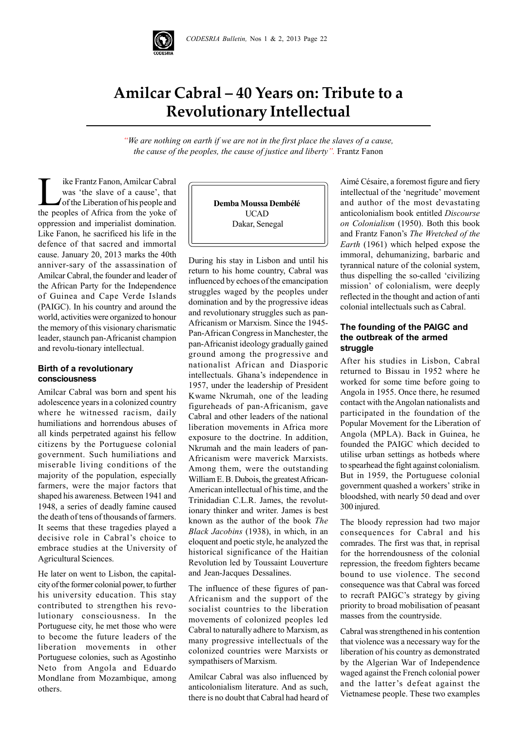# Amilcar Cabral – 40 Years on: Tribute to a Revolutionary Intellectual

*"We are nothing on earth if we are not in the first place the slaves of a cause, the cause of the peoples, the cause of justice and liberty".* Frantz Fanon

**Demba Moussa Dembélé**
UCAD
Dakar, Senegal

Like Frantz Fanon, Amilcar Cabral was 'the slave of a cause', that of the Liberation of his people and the peoples of Africa from the yoke of oppression and imperialist domination. Like Fanon, he sacrificed his life in the defence of that sacred and immortal cause. January 20, 2013 marks the 40th anniver-sary of the assassination of Amilcar Cabral, the founder and leader of the African Party for the Independence of Guinea and Cape Verde Islands (PAIGC). In his country and around the world, activities were organized to honour the memory of this visionary charismatic leader, staunch pan-Africanist champion and revolu-tionary intellectual.

### Birth of a revolutionary consciousness

Amilcar Cabral was born and spent his adolescence years in a colonized country where he witnessed racism, daily humiliations and horrendous abuses of all kinds perpetrated against his fellow citizens by the Portuguese colonial government. Such humiliations and miserable living conditions of the majority of the population, especially farmers, were the major factors that shaped his awareness. Between 1941 and 1948, a series of deadly famine caused the death of tens of thousands of farmers. It seems that these tragedies played a decisive role in Cabral's choice to embrace studies at the University of Agricultural Sciences.

He later on went to Lisbon, the capital-city of the former colonial power, to further his university education. This stay contributed to strengthen his revo-lutionary consciousness. In the Portuguese city, he met those who were to become the future leaders of the liberation movements in other Portuguese colonies, such as Agostinho Neto from Angola and Eduardo Mondlane from Mozambique, among others.

During his stay in Lisbon and until his return to his home country, Cabral was influenced by echoes of the emancipation struggles waged by the peoples under domination and by the progressive ideas and revolutionary struggles such as pan-Africanism or Marxism. Since the 1945-Pan-African Congress in Manchester, the pan-Africanist ideology gradually gained ground among the progressive and nationalist African and Diasporic intellectuals. Ghana's independence in 1957, under the leadership of President Kwame Nkrumah, one of the leading figureheads of pan-Africanism, gave Cabral and other leaders of the national liberation movements in Africa more exposure to the doctrine. In addition, Nkrumah and the main leaders of pan-Africanism were maverick Marxists. Among them, were the outstanding William E. B. Dubois, the greatest African-American intellectual of his time, and the Trinidadian C.L.R. James, the revolut-ionary thinker and writer. James is best known as the author of the book *The Black Jacobins* (1938), in which, in an eloquent and poetic style, he analyzed the historical significance of the Haitian Revolution led by Toussaint Louverture and Jean-Jacques Dessalines.

The influence of these figures of pan-Africanism and the support of the socialist countries to the liberation movements of colonized peoples led Cabral to naturally adhere to Marxism, as many progressive intellectuals of the colonized countries were Marxists or sympathisers of Marxism.

Amilcar Cabral was also influenced by anticolonialism literature. And as such, there is no doubt that Cabral had heard of Aimé Césaire, a foremost figure and fiery intellectual of the 'negritude' movement and author of the most devastating anticolonialism book entitled *Discourse on Colonialism* (1950). Both this book and Frantz Fanon's *The Wretched of the Earth* (1961) which helped expose the immoral, dehumanizing, barbaric and tyrannical nature of the colonial system, thus dispelling the so-called 'civilizing mission' of colonialism, were deeply reflected in the thought and action of anti colonial intellectuals such as Cabral.

### The founding of the PAIGC and the outbreak of the armed struggle

After his studies in Lisbon, Cabral returned to Bissau in 1952 where he worked for some time before going to Angola in 1955. Once there, he resumed contact with the Angolan nationalists and participated in the foundation of the Popular Movement for the Liberation of Angola (MPLA). Back in Guinea, he founded the PAIGC which decided to utilise urban settings as hotbeds where to spearhead the fight against colonialism. But in 1959, the Portuguese colonial government quashed a workers' strike in bloodshed, with nearly 50 dead and over 300 injured.

The bloody repression had two major consequences for Cabral and his comrades. The first was that, in reprisal for the horrendousness of the colonial repression, the freedom fighters became bound to use violence. The second consequence was that Cabral was forced to recraft PAIGC's strategy by giving priority to broad mobilisation of peasant masses from the countryside.

Cabral was strengthened in his contention that violence was a necessary way for the liberation of his country as demonstrated by the Algerian War of Independence waged against the French colonial power and the latter's defeat against the Vietnamese people. These two examples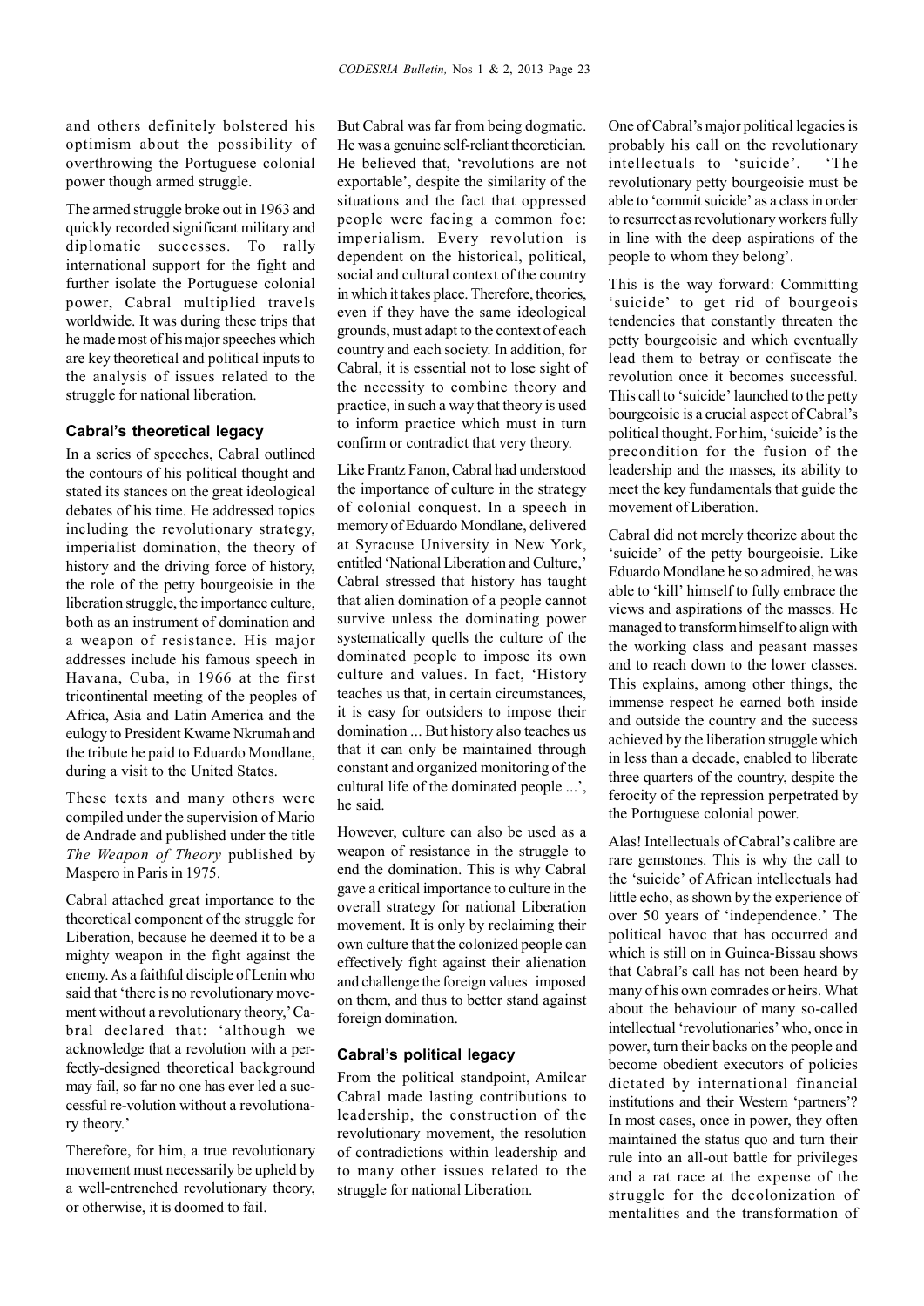and others definitely bolstered his optimism about the possibility of overthrowing the Portuguese colonial power though armed struggle.

The armed struggle broke out in 1963 and quickly recorded significant military and diplomatic successes. To rally international support for the fight and further isolate the Portuguese colonial power, Cabral multiplied travels worldwide. It was during these trips that he made most of his major speeches which are key theoretical and political inputs to the analysis of issues related to the struggle for national liberation.

### Cabral's theoretical legacy

In a series of speeches, Cabral outlined the contours of his political thought and stated its stances on the great ideological debates of his time. He addressed topics including the revolutionary strategy, imperialist domination, the theory of history and the driving force of history, the role of the petty bourgeoisie in the liberation struggle, the importance culture, both as an instrument of domination and a weapon of resistance. His major addresses include his famous speech in Havana, Cuba, in 1966 at the first tricontinental meeting of the peoples of Africa, Asia and Latin America and the eulogy to President Kwame Nkrumah and the tribute he paid to Eduardo Mondlane, during a visit to the United States.

These texts and many others were compiled under the supervision of Mario de Andrade and published under the title *The Weapon of Theory* published by Maspero in Paris in 1975.

Cabral attached great importance to the theoretical component of the struggle for Liberation, because he deemed it to be a mighty weapon in the fight against the enemy. As a faithful disciple of Lenin who said that 'there is no revolutionary movement without a revolutionary theory,' Cabral declared that: 'although we acknowledge that a revolution with a perfectly-designed theoretical background may fail, so far no one has ever led a successful re-volution without a revolutionary theory.'

Therefore, for him, a true revolutionary movement must necessarily be upheld by a well-entrenched revolutionary theory, or otherwise, it is doomed to fail.

But Cabral was far from being dogmatic. He was a genuine self-reliant theoretician. He believed that, 'revolutions are not exportable', despite the similarity of the situations and the fact that oppressed people were facing a common foe: imperialism. Every revolution is dependent on the historical, political, social and cultural context of the country in which it takes place. Therefore, theories, even if they have the same ideological grounds, must adapt to the context of each country and each society. In addition, for Cabral, it is essential not to lose sight of the necessity to combine theory and practice, in such a way that theory is used to inform practice which must in turn confirm or contradict that very theory.

Like Frantz Fanon, Cabral had understood the importance of culture in the strategy of colonial conquest. In a speech in memory of Eduardo Mondlane, delivered at Syracuse University in New York, entitled 'National Liberation and Culture,' Cabral stressed that history has taught that alien domination of a people cannot survive unless the dominating power systematically quells the culture of the dominated people to impose its own culture and values. In fact, 'History teaches us that, in certain circumstances, it is easy for outsiders to impose their domination ... But history also teaches us that it can only be maintained through constant and organized monitoring of the cultural life of the dominated people ...', he said.

However, culture can also be used as a weapon of resistance in the struggle to end the domination. This is why Cabral gave a critical importance to culture in the overall strategy for national Liberation movement. It is only by reclaiming their own culture that the colonized people can effectively fight against their alienation and challenge the foreign values imposed on them, and thus to better stand against foreign domination.

### Cabral's political legacy

From the political standpoint, Amilcar Cabral made lasting contributions to leadership, the construction of the revolutionary movement, the resolution of contradictions within leadership and to many other issues related to the struggle for national Liberation.

One of Cabral's major political legacies is probably his call on the revolutionary intellectuals to 'suicide'. 'The revolutionary petty bourgeoisie must be able to 'commit suicide' as a class in order to resurrect as revolutionary workers fully in line with the deep aspirations of the people to whom they belong'.

This is the way forward: Committing 'suicide' to get rid of bourgeois tendencies that constantly threaten the petty bourgeoisie and which eventually lead them to betray or confiscate the revolution once it becomes successful. This call to 'suicide' launched to the petty bourgeoisie is a crucial aspect of Cabral's political thought. For him, 'suicide' is the precondition for the fusion of the leadership and the masses, its ability to meet the key fundamentals that guide the movement of Liberation.

Cabral did not merely theorize about the 'suicide' of the petty bourgeoisie. Like Eduardo Mondlane he so admired, he was able to 'kill' himself to fully embrace the views and aspirations of the masses. He managed to transform himself to align with the working class and peasant masses and to reach down to the lower classes. This explains, among other things, the immense respect he earned both inside and outside the country and the success achieved by the liberation struggle which in less than a decade, enabled to liberate three quarters of the country, despite the ferocity of the repression perpetrated by the Portuguese colonial power.

Alas! Intellectuals of Cabral's calibre are rare gemstones. This is why the call to the 'suicide' of African intellectuals had little echo, as shown by the experience of over 50 years of 'independence.' The political havoc that has occurred and which is still on in Guinea-Bissau shows that Cabral's call has not been heard by many of his own comrades or heirs. What about the behaviour of many so-called intellectual 'revolutionaries' who, once in power, turn their backs on the people and become obedient executors of policies dictated by international financial institutions and their Western 'partners'? In most cases, once in power, they often maintained the status quo and turn their rule into an all-out battle for privileges and a rat race at the expense of the struggle for the decolonization of mentalities and the transformation of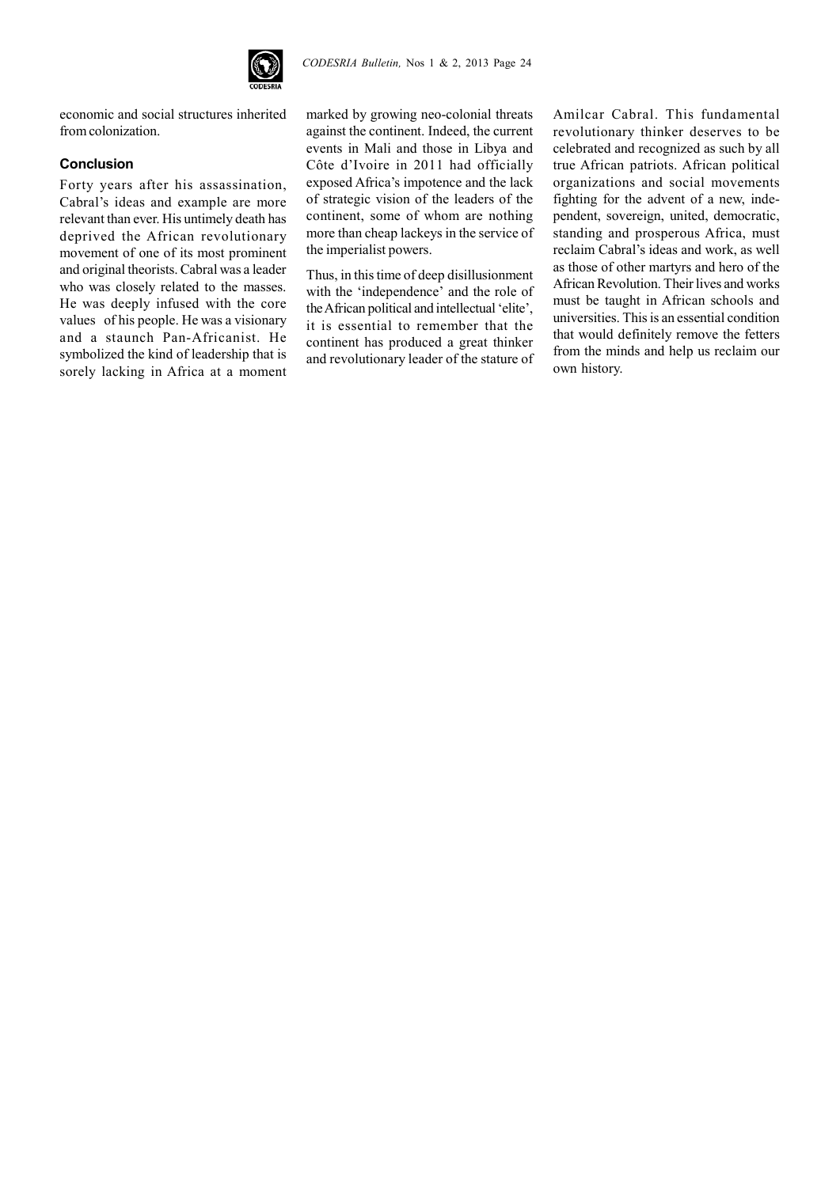economic and social structures inherited from colonization.

## Conclusion

Forty years after his assassination, Cabral's ideas and example are more relevant than ever. His untimely death has deprived the African revolutionary movement of one of its most prominent and original theorists. Cabral was a leader who was closely related to the masses. He was deeply infused with the core values of his people. He was a visionary and a staunch Pan-Africanist. He symbolized the kind of leadership that is sorely lacking in Africa at a moment marked by growing neo-colonial threats against the continent. Indeed, the current events in Mali and those in Libya and Côte d'Ivoire in 2011 had officially exposed Africa's impotence and the lack of strategic vision of the leaders of the continent, some of whom are nothing more than cheap lackeys in the service of the imperialist powers.

Thus, in this time of deep disillusionment with the 'independence' and the role of the African political and intellectual 'elite', it is essential to remember that the continent has produced a great thinker and revolutionary leader of the stature of Amilcar Cabral. This fundamental revolutionary thinker deserves to be celebrated and recognized as such by all true African patriots. African political organizations and social movements fighting for the advent of a new, independent, sovereign, united, democratic, standing and prosperous Africa, must reclaim Cabral's ideas and work, as well as those of other martyrs and hero of the African Revolution. Their lives and works must be taught in African schools and universities. This is an essential condition that would definitely remove the fetters from the minds and help us reclaim our own history.